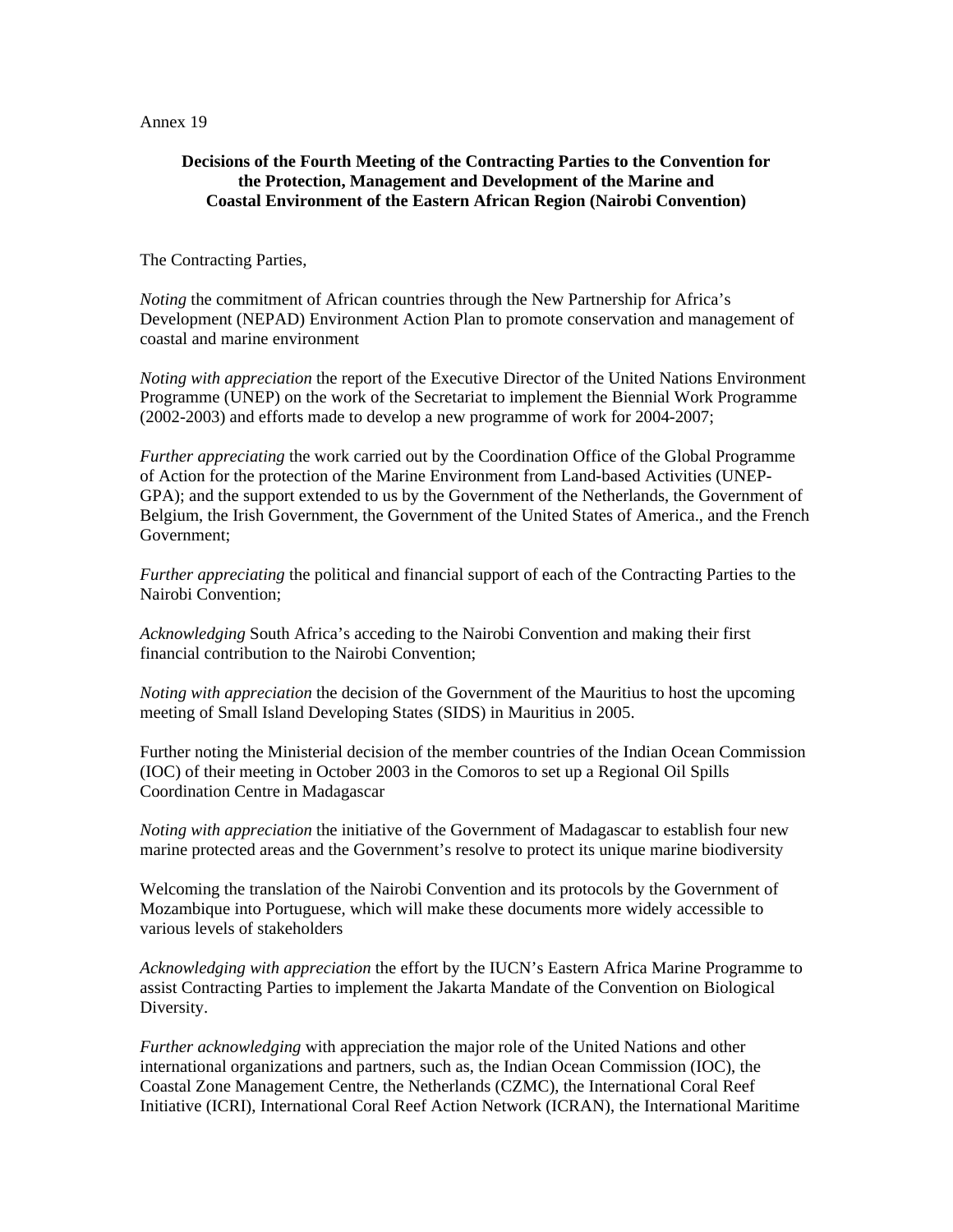Annex 19

**Decisions of the Fourth Meeting of the Contracting Parties to the Convention for the Protection, Management and Development of the Marine and Coastal Environment of the Eastern African Region (Nairobi Convention)**

The Contracting Parties,

*Noting* the commitment of African countries through the New Partnership for Africa's Development (NEPAD) Environment Action Plan to promote conservation and management of coastal and marine environment

*Noting with appreciation* the report of the Executive Director of the United Nations Environment Programme (UNEP) on the work of the Secretariat to implement the Biennial Work Programme (2002-2003) and efforts made to develop a new programme of work for 2004-2007;

*Further appreciating* the work carried out by the Coordination Office of the Global Programme of Action for the protection of the Marine Environment from Land-based Activities (UNEP-GPA); and the support extended to us by the Government of the Netherlands, the Government of Belgium, the Irish Government, the Government of the United States of America., and the French Government;

*Further appreciating* the political and financial support of each of the Contracting Parties to the Nairobi Convention;

*Acknowledging* South Africa's acceding to the Nairobi Convention and making their first financial contribution to the Nairobi Convention;

*Noting with appreciation* the decision of the Government of the Mauritius to host the upcoming meeting of Small Island Developing States (SIDS) in Mauritius in 2005.

Further noting the Ministerial decision of the member countries of the Indian Ocean Commission (IOC) of their meeting in October 2003 in the Comoros to set up a Regional Oil Spills Coordination Centre in Madagascar

*Noting with appreciation* the initiative of the Government of Madagascar to establish four new marine protected areas and the Government's resolve to protect its unique marine biodiversity

Welcoming the translation of the Nairobi Convention and its protocols by the Government of Mozambique into Portuguese, which will make these documents more widely accessible to various levels of stakeholders

*Acknowledging with appreciation* the effort by the IUCN's Eastern Africa Marine Programme to assist Contracting Parties to implement the Jakarta Mandate of the Convention on Biological Diversity.

*Further acknowledging* with appreciation the major role of the United Nations and other international organizations and partners, such as, the Indian Ocean Commission (IOC), the Coastal Zone Management Centre, the Netherlands (CZMC), the International Coral Reef Initiative (ICRI), International Coral Reef Action Network (ICRAN), the International Maritime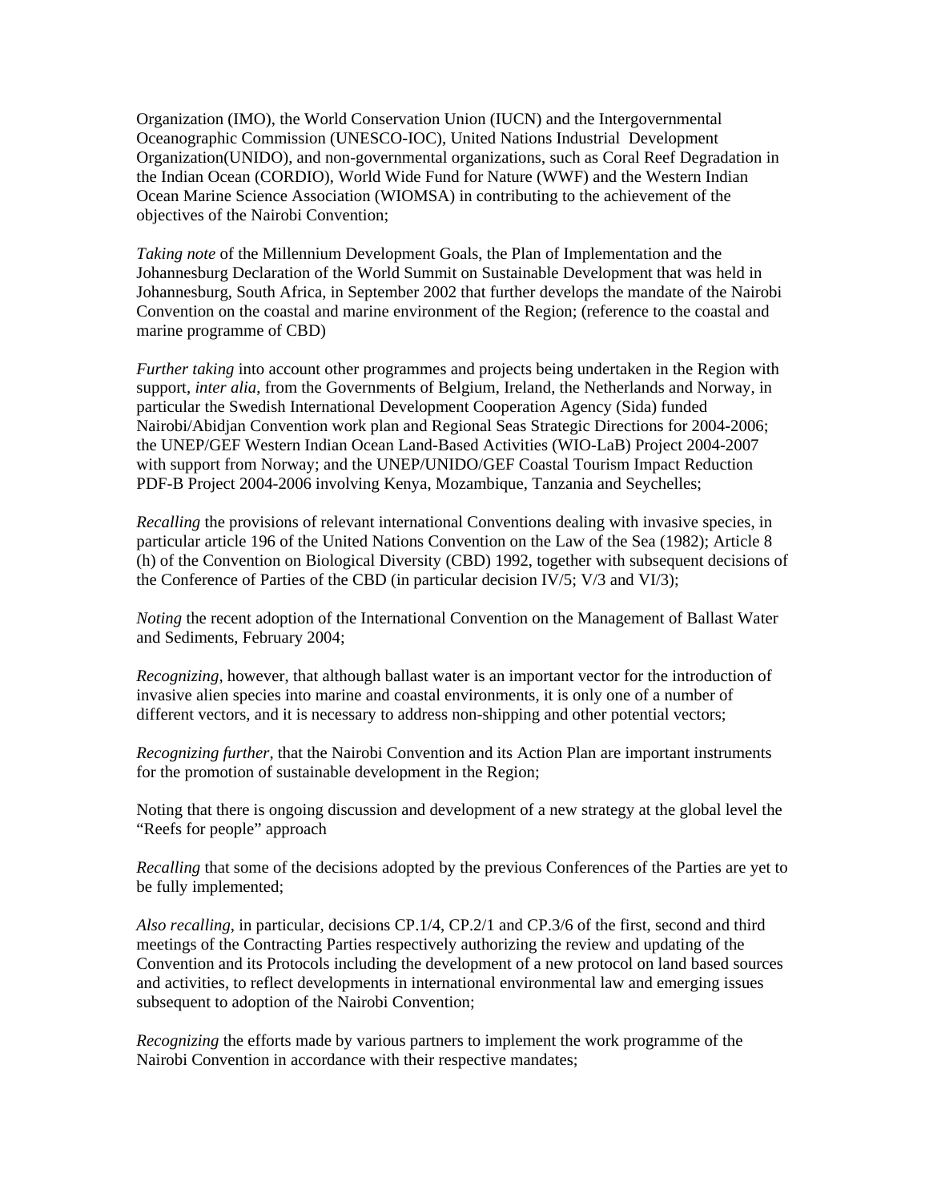Organization (IMO), the World Conservation Union (IUCN) and the Intergovernmental Oceanographic Commission (UNESCO-IOC), United Nations Industrial Development Organization(UNIDO), and non-governmental organizations, such as Coral Reef Degradation in the Indian Ocean (CORDIO), World Wide Fund for Nature (WWF) and the Western Indian Ocean Marine Science Association (WIOMSA) in contributing to the achievement of the objectives of the Nairobi Convention;

*Taking note* of the Millennium Development Goals, the Plan of Implementation and the Johannesburg Declaration of the World Summit on Sustainable Development that was held in Johannesburg, South Africa, in September 2002 that further develops the mandate of the Nairobi Convention on the coastal and marine environment of the Region; (reference to the coastal and marine programme of CBD)

*Further taking* into account other programmes and projects being undertaken in the Region with support, *inter alia*, from the Governments of Belgium, Ireland, the Netherlands and Norway, in particular the Swedish International Development Cooperation Agency (Sida) funded Nairobi/Abidjan Convention work plan and Regional Seas Strategic Directions for 2004-2006; the UNEP/GEF Western Indian Ocean Land-Based Activities (WIO-LaB) Project 2004-2007 with support from Norway; and the UNEP/UNIDO/GEF Coastal Tourism Impact Reduction PDF-B Project 2004-2006 involving Kenya, Mozambique, Tanzania and Seychelles;

*Recalling* the provisions of relevant international Conventions dealing with invasive species, in particular article 196 of the United Nations Convention on the Law of the Sea (1982); Article 8 (h) of the Convention on Biological Diversity (CBD) 1992, together with subsequent decisions of the Conference of Parties of the CBD (in particular decision IV/5; V/3 and VI/3);

*Noting* the recent adoption of the International Convention on the Management of Ballast Water and Sediments, February 2004;

*Recognizing*, however, that although ballast water is an important vector for the introduction of invasive alien species into marine and coastal environments, it is only one of a number of different vectors, and it is necessary to address non-shipping and other potential vectors;

*Recognizing further*, that the Nairobi Convention and its Action Plan are important instruments for the promotion of sustainable development in the Region;

Noting that there is ongoing discussion and development of a new strategy at the global level the "Reefs for people" approach

*Recalling* that some of the decisions adopted by the previous Conferences of the Parties are yet to be fully implemented;

*Also recalling*, in particular, decisions CP.1/4, CP.2/1 and CP.3/6 of the first, second and third meetings of the Contracting Parties respectively authorizing the review and updating of the Convention and its Protocols including the development of a new protocol on land based sources and activities, to reflect developments in international environmental law and emerging issues subsequent to adoption of the Nairobi Convention;

*Recognizing* the efforts made by various partners to implement the work programme of the Nairobi Convention in accordance with their respective mandates;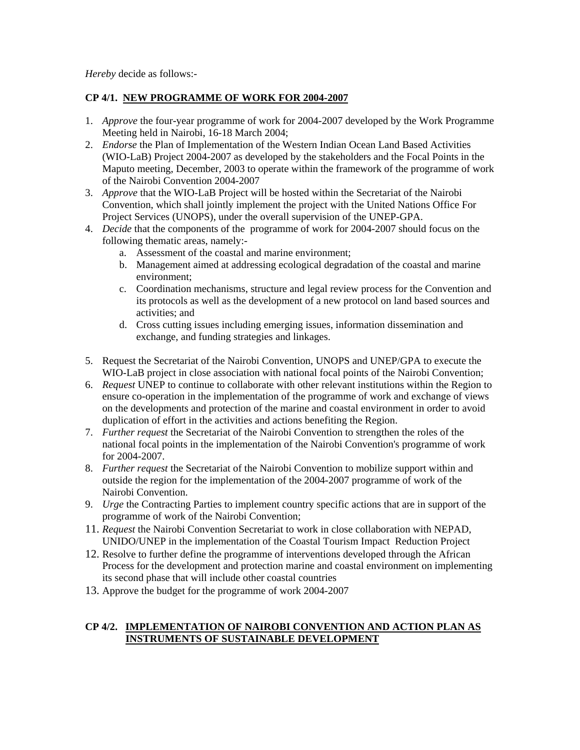*Hereby* decide as follows:-

**CP 4/1. NEW PROGRAMME OF WORK FOR 2004-2007**

1. *Approve* the four-year programme of work for 2004-2007 developed by the Work Programme Meeting held in Nairobi, 16-18 March 2004;
2. *Endorse* the Plan of Implementation of the Western Indian Ocean Land Based Activities (WIO-LaB) Project 2004-2007 as developed by the stakeholders and the Focal Points in the Maputo meeting, December, 2003 to operate within the framework of the programme of work of the Nairobi Convention 2004-2007
3. *Approve* that the WIO-LaB Project will be hosted within the Secretariat of the Nairobi Convention, which shall jointly implement the project with the United Nations Office For Project Services (UNOPS), under the overall supervision of the UNEP-GPA.
4. *Decide* that the components of the programme of work for 2004-2007 should focus on the following thematic areas, namely:-
   a. Assessment of the coastal and marine environment;
   b. Management aimed at addressing ecological degradation of the coastal and marine environment;
   c. Coordination mechanisms, structure and legal review process for the Convention and its protocols as well as the development of a new protocol on land based sources and activities; and
   d. Cross cutting issues including emerging issues, information dissemination and exchange, and funding strategies and linkages.

5. Request the Secretariat of the Nairobi Convention, UNOPS and UNEP/GPA to execute the WIO-LaB project in close association with national focal points of the Nairobi Convention;
6. *Request* UNEP to continue to collaborate with other relevant institutions within the Region to ensure co-operation in the implementation of the programme of work and exchange of views on the developments and protection of the marine and coastal environment in order to avoid duplication of effort in the activities and actions benefiting the Region.
7. *Further request* the Secretariat of the Nairobi Convention to strengthen the roles of the national focal points in the implementation of the Nairobi Convention's programme of work for 2004-2007.
8. *Further request* the Secretariat of the Nairobi Convention to mobilize support within and outside the region for the implementation of the 2004-2007 programme of work of the Nairobi Convention.
9. *Urge* the Contracting Parties to implement country specific actions that are in support of the programme of work of the Nairobi Convention;
11. *Request* the Nairobi Convention Secretariat to work in close collaboration with NEPAD, UNIDO/UNEP in the implementation of the Coastal Tourism Impact Reduction Project
12. Resolve to further define the programme of interventions developed through the African Process for the development and protection marine and coastal environment on implementing its second phase that will include other coastal countries
13. Approve the budget for the programme of work 2004-2007

**CP 4/2. IMPLEMENTATION OF NAIROBI CONVENTION AND ACTION PLAN AS INSTRUMENTS OF SUSTAINABLE DEVELOPMENT**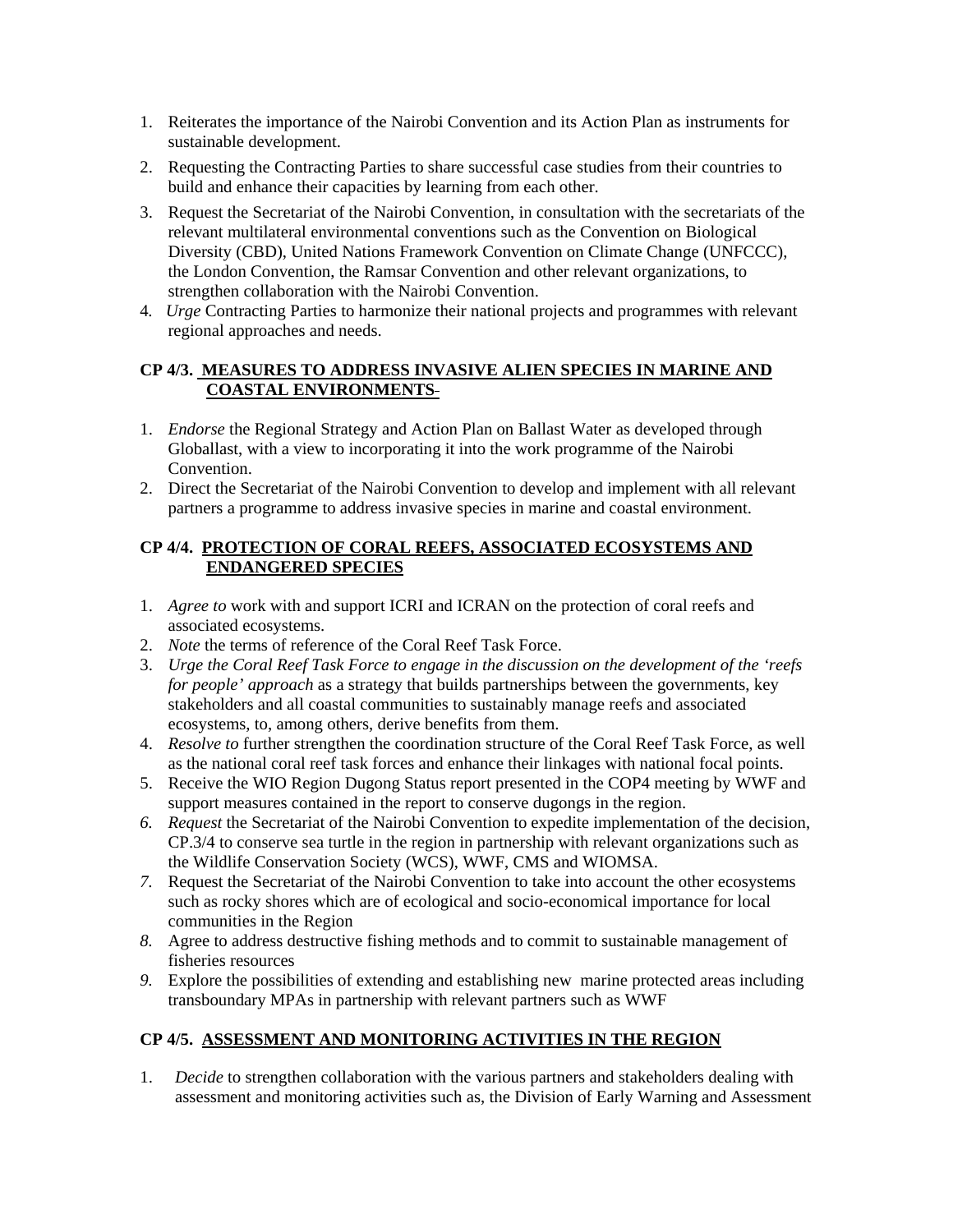1. Reiterates the importance of the Nairobi Convention and its Action Plan as instruments for sustainable development.
2. Requesting the Contracting Parties to share successful case studies from their countries to build and enhance their capacities by learning from each other.
3. Request the Secretariat of the Nairobi Convention, in consultation with the secretariats of the relevant multilateral environmental conventions such as the Convention on Biological Diversity (CBD), United Nations Framework Convention on Climate Change (UNFCCC), the London Convention, the Ramsar Convention and other relevant organizations, to strengthen collaboration with the Nairobi Convention.
4. *Urge* Contracting Parties to harmonize their national projects and programmes with relevant regional approaches and needs.

### CP 4/3. <u>MEASURES TO ADDRESS INVASIVE ALIEN SPECIES IN MARINE AND COASTAL ENVIRONMENTS</u>

1. *Endorse* the Regional Strategy and Action Plan on Ballast Water as developed through Globallast, with a view to incorporating it into the work programme of the Nairobi Convention.
2. Direct the Secretariat of the Nairobi Convention to develop and implement with all relevant partners a programme to address invasive species in marine and coastal environment.

### CP 4/4. <u>PROTECTION OF CORAL REEFS, ASSOCIATED ECOSYSTEMS AND ENDANGERED SPECIES</u>

1. *Agree to* work with and support ICRI and ICRAN on the protection of coral reefs and associated ecosystems.
2. *Note* the terms of reference of the Coral Reef Task Force.
3. *Urge the Coral Reef Task Force to engage in the discussion on the development of the 'reefs for people' approach* as a strategy that builds partnerships between the governments, key stakeholders and all coastal communities to sustainably manage reefs and associated ecosystems, to, among others, derive benefits from them.
4. *Resolve to* further strengthen the coordination structure of the Coral Reef Task Force, as well as the national coral reef task forces and enhance their linkages with national focal points.
5. Receive the WIO Region Dugong Status report presented in the COP4 meeting by WWF and support measures contained in the report to conserve dugongs in the region.
6. *Request* the Secretariat of the Nairobi Convention to expedite implementation of the decision, CP.3/4 to conserve sea turtle in the region in partnership with relevant organizations such as the Wildlife Conservation Society (WCS), WWF, CMS and WIOMSA.
7. Request the Secretariat of the Nairobi Convention to take into account the other ecosystems such as rocky shores which are of ecological and socio-economical importance for local communities in the Region
8. Agree to address destructive fishing methods and to commit to sustainable management of fisheries resources
9. Explore the possibilities of extending and establishing new marine protected areas including transboundary MPAs in partnership with relevant partners such as WWF

### CP 4/5. <u>ASSESSMENT AND MONITORING ACTIVITIES IN THE REGION</u>

1. *Decide* to strengthen collaboration with the various partners and stakeholders dealing with assessment and monitoring activities such as, the Division of Early Warning and Assessment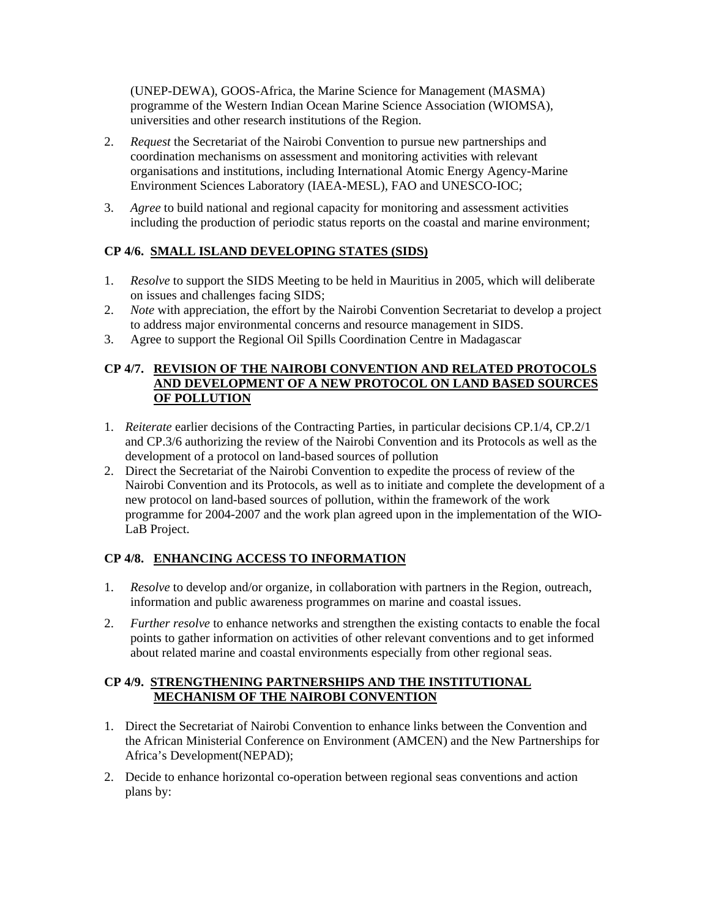(UNEP-DEWA), GOOS-Africa, the Marine Science for Management (MASMA) programme of the Western Indian Ocean Marine Science Association (WIOMSA), universities and other research institutions of the Region.

2. *Request* the Secretariat of the Nairobi Convention to pursue new partnerships and coordination mechanisms on assessment and monitoring activities with relevant organisations and institutions, including International Atomic Energy Agency-Marine Environment Sciences Laboratory (IAEA-MESL), FAO and UNESCO-IOC;

3. *Agree* to build national and regional capacity for monitoring and assessment activities including the production of periodic status reports on the coastal and marine environment;

### CP 4/6. SMALL ISLAND DEVELOPING STATES (SIDS)

1. *Resolve* to support the SIDS Meeting to be held in Mauritius in 2005, which will deliberate on issues and challenges facing SIDS;
2. *Note* with appreciation, the effort by the Nairobi Convention Secretariat to develop a project to address major environmental concerns and resource management in SIDS.
3. Agree to support the Regional Oil Spills Coordination Centre in Madagascar

### CP 4/7. REVISION OF THE NAIROBI CONVENTION AND RELATED PROTOCOLS AND DEVELOPMENT OF A NEW PROTOCOL ON LAND BASED SOURCES OF POLLUTION

1. *Reiterate* earlier decisions of the Contracting Parties, in particular decisions CP.1/4, CP.2/1 and CP.3/6 authorizing the review of the Nairobi Convention and its Protocols as well as the development of a protocol on land-based sources of pollution
2. Direct the Secretariat of the Nairobi Convention to expedite the process of review of the Nairobi Convention and its Protocols, as well as to initiate and complete the development of a new protocol on land-based sources of pollution, within the framework of the work programme for 2004-2007 and the work plan agreed upon in the implementation of the WIO-LaB Project.

### CP 4/8. ENHANCING ACCESS TO INFORMATION

1. *Resolve* to develop and/or organize, in collaboration with partners in the Region, outreach, information and public awareness programmes on marine and coastal issues.

2. *Further resolve* to enhance networks and strengthen the existing contacts to enable the focal points to gather information on activities of other relevant conventions and to get informed about related marine and coastal environments especially from other regional seas.

### CP 4/9. STRENGTHENING PARTNERSHIPS AND THE INSTITUTIONAL MECHANISM OF THE NAIROBI CONVENTION

1. Direct the Secretariat of Nairobi Convention to enhance links between the Convention and the African Ministerial Conference on Environment (AMCEN) and the New Partnerships for Africa's Development(NEPAD);

2. Decide to enhance horizontal co-operation between regional seas conventions and action plans by: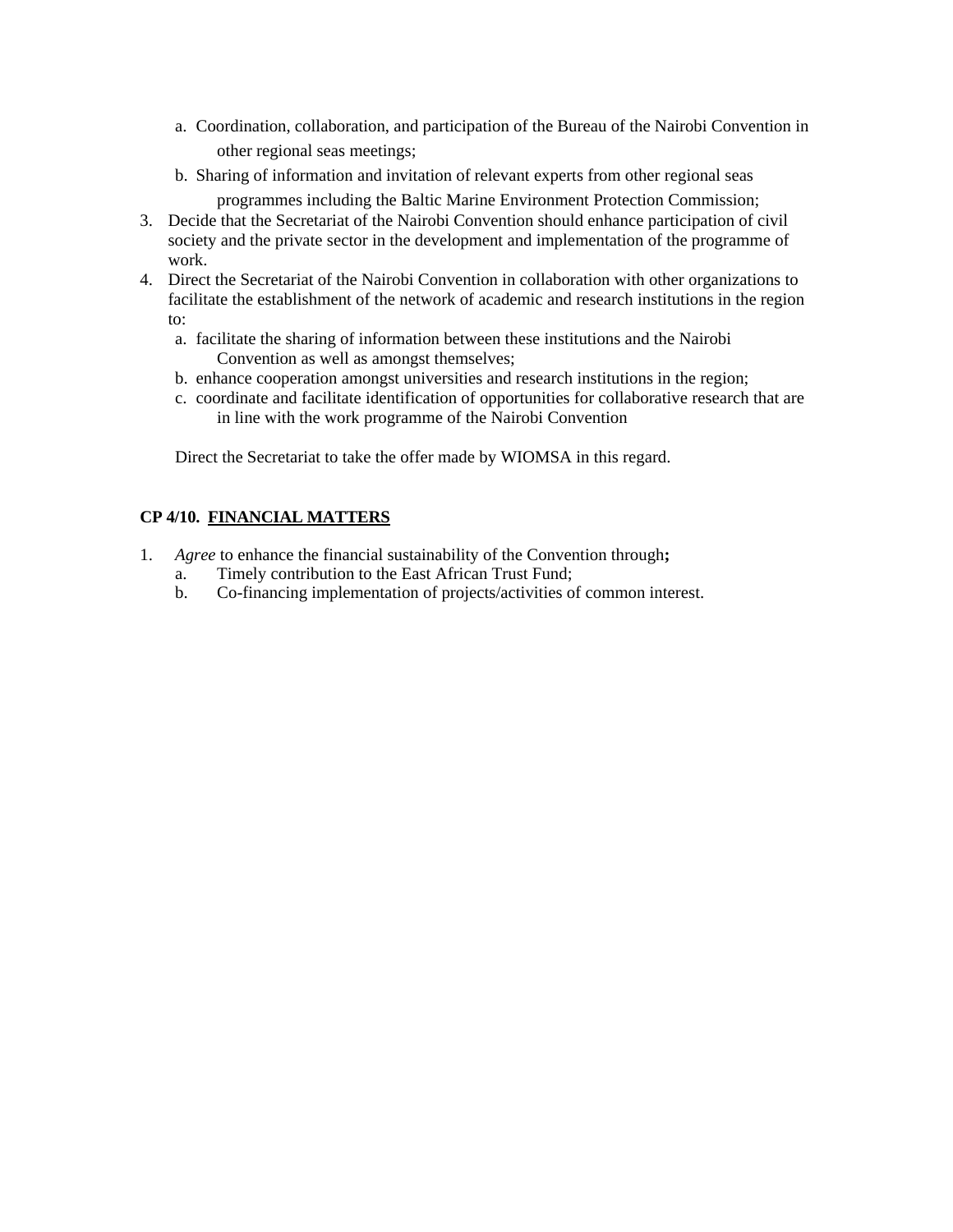a. Coordination, collaboration, and participation of the Bureau of the Nairobi Convention in other regional seas meetings;
   b. Sharing of information and invitation of relevant experts from other regional seas programmes including the Baltic Marine Environment Protection Commission;
3. Decide that the Secretariat of the Nairobi Convention should enhance participation of civil society and the private sector in the development and implementation of the programme of work.
4. Direct the Secretariat of the Nairobi Convention in collaboration with other organizations to facilitate the establishment of the network of academic and research institutions in the region to:
   a. facilitate the sharing of information between these institutions and the Nairobi Convention as well as amongst themselves;
   b. enhance cooperation amongst universities and research institutions in the region;
   c. coordinate and facilitate identification of opportunities for collaborative research that are in line with the work programme of the Nairobi Convention

   Direct the Secretariat to take the offer made by WIOMSA in this regard.

**CP 4/10. <u>FINANCIAL MATTERS</u>**

1. *Agree* to enhance the financial sustainability of the Convention through**;**
   a. Timely contribution to the East African Trust Fund;
   b. Co-financing implementation of projects/activities of common interest.